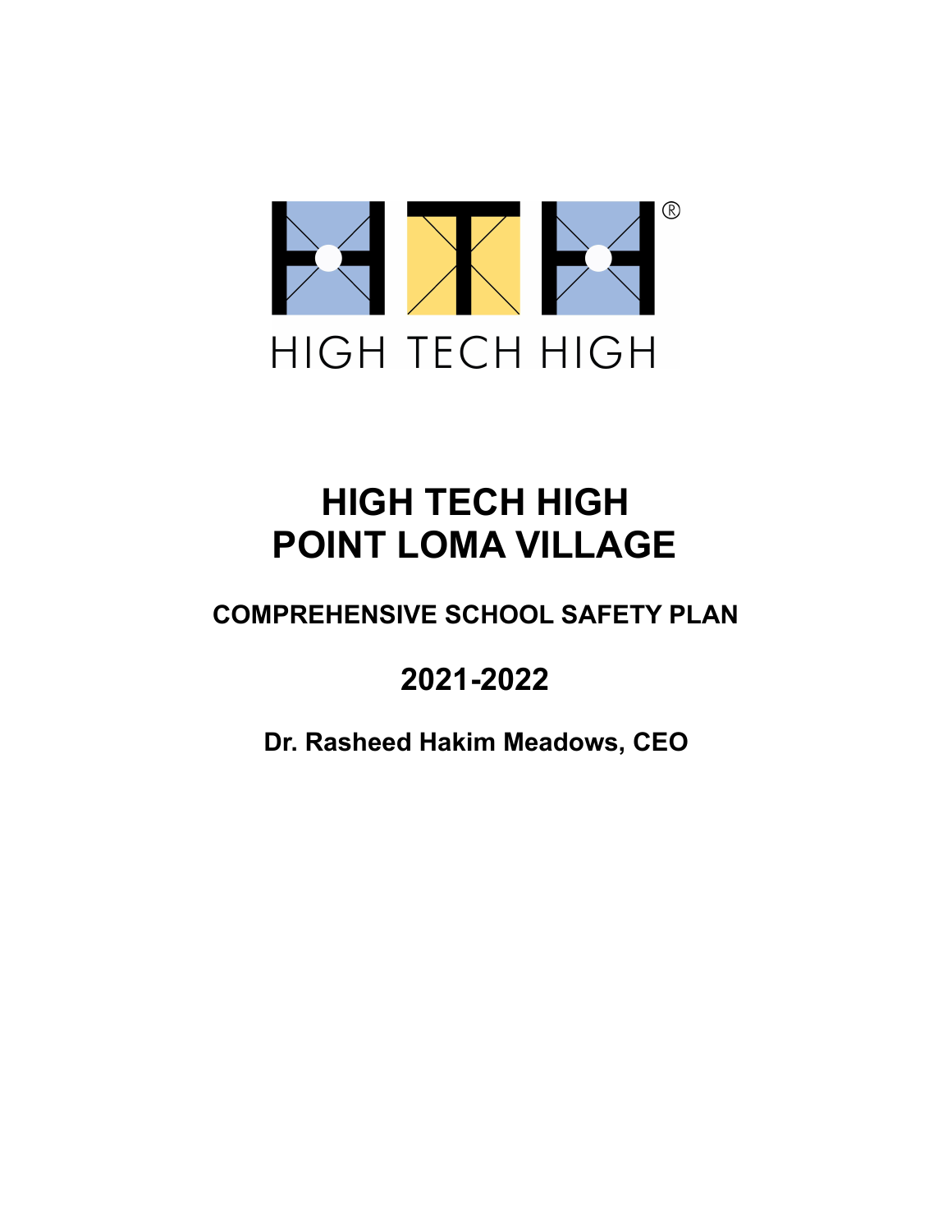HIGH TECH HIGH

# HIGH TECH HIGH
# POINT LOMA VILLAGE

## COMPREHENSIVE SCHOOL SAFETY PLAN

## 2021-2022

**Dr. Rasheed Hakim Meadows, CEO**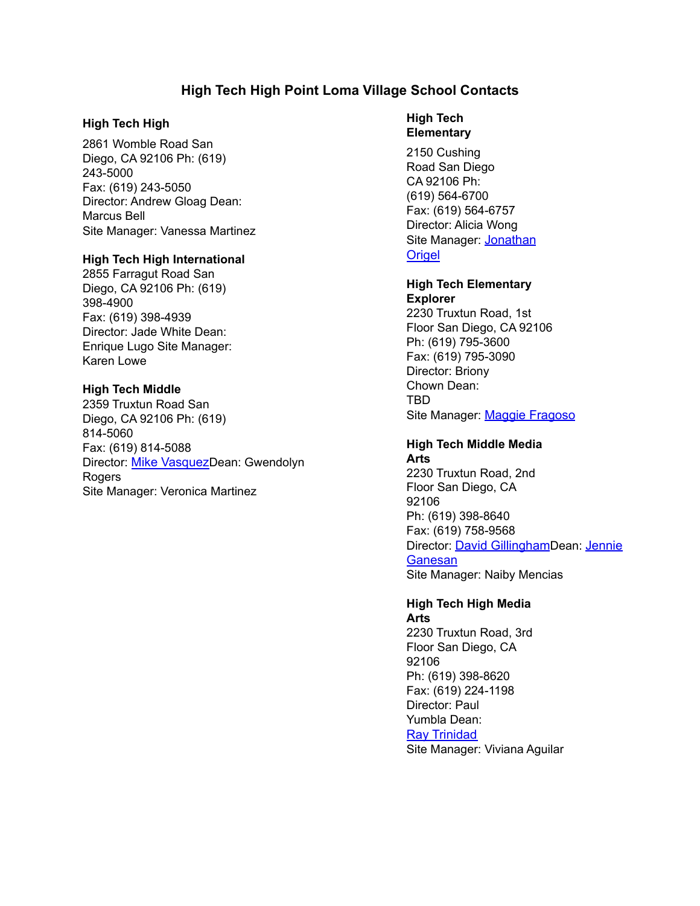# High Tech High Point Loma Village School Contacts

### High Tech High

2861 Womble Road San Diego, CA 92106 Ph: (619) 243-5000
Fax: (619) 243-5050
Director: Andrew Gloag Dean: Marcus Bell
Site Manager: Vanessa Martinez

### High Tech High International

2855 Farragut Road San Diego, CA 92106 Ph: (619) 398-4900
Fax: (619) 398-4939
Director: Jade White Dean: Enrique Lugo Site Manager: Karen Lowe

### High Tech Middle

2359 Truxtun Road San Diego, CA 92106 Ph: (619) 814-5060
Fax: (619) 814-5088
Director: Mike VasquezDean: Gwendolyn Rogers
Site Manager: Veronica Martinez

### High Tech Elementary

2150 Cushing Road San Diego CA 92106 Ph: (619) 564-6700
Fax: (619) 564-6757
Director: Alicia Wong
Site Manager: Jonathan Origel

### High Tech Elementary Explorer

2230 Truxtun Road, 1st Floor San Diego, CA 92106
Ph: (619) 795-3600
Fax: (619) 795-3090
Director: Briony Chown Dean: TBD
Site Manager: Maggie Fragoso

### High Tech Middle Media Arts

2230 Truxtun Road, 2nd Floor San Diego, CA 92106
Ph: (619) 398-8640
Fax: (619) 758-9568
Director: David GillinghamDean: Jennie Ganesan
Site Manager: Naiby Mencias

### High Tech High Media Arts

2230 Truxtun Road, 3rd Floor San Diego, CA 92106
Ph: (619) 398-8620
Fax: (619) 224-1198
Director: Paul Yumbla Dean: Ray Trinidad
Site Manager: Viviana Aguilar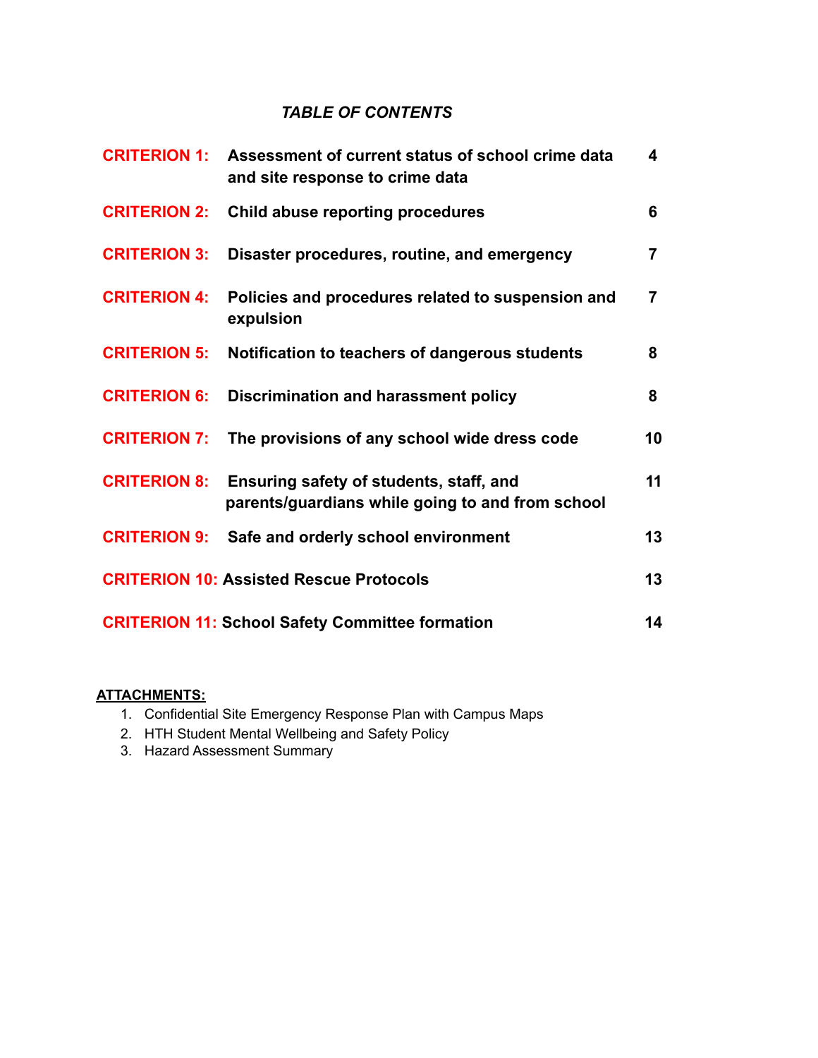# *TABLE OF CONTENTS*

| | | |
|---|---|---|
| **CRITERION 1:** | **Assessment of current status of school crime data and site response to crime data** | **4** |
| **CRITERION 2:** | **Child abuse reporting procedures** | **6** |
| **CRITERION 3:** | **Disaster procedures, routine, and emergency** | **7** |
| **CRITERION 4:** | **Policies and procedures related to suspension and expulsion** | **7** |
| **CRITERION 5:** | **Notification to teachers of dangerous students** | **8** |
| **CRITERION 6:** | **Discrimination and harassment policy** | **8** |
| **CRITERION 7:** | **The provisions of any school wide dress code** | **10** |
| **CRITERION 8:** | **Ensuring safety of students, staff, and parents/guardians while going to and from school** | **11** |
| **CRITERION 9:** | **Safe and orderly school environment** | **13** |
| **CRITERION 10:** | **Assisted Rescue Protocols** | **13** |
| **CRITERION 11:** | **School Safety Committee formation** | **14** |

**ATTACHMENTS:**

1. Confidential Site Emergency Response Plan with Campus Maps
2. HTH Student Mental Wellbeing and Safety Policy
3. Hazard Assessment Summary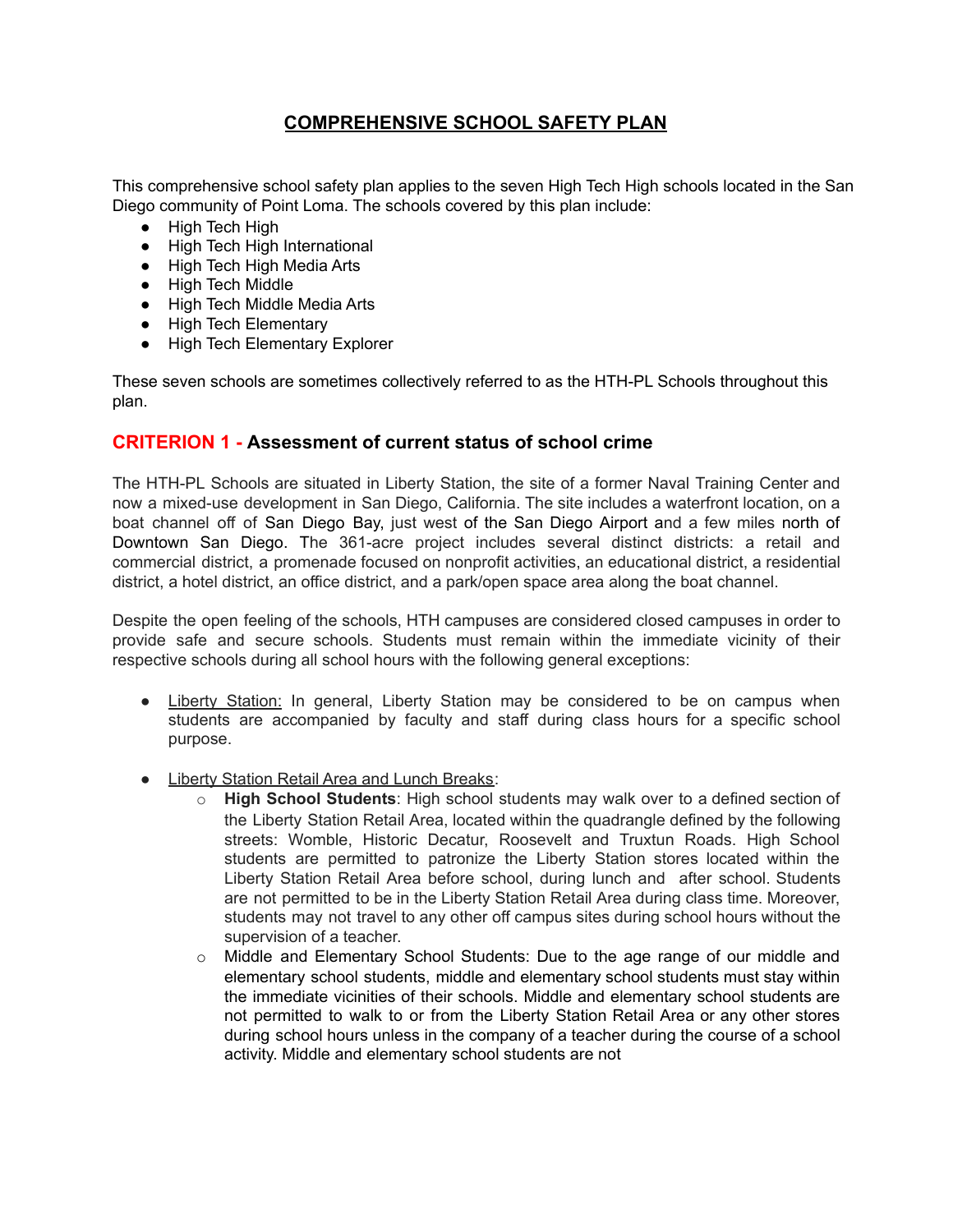# COMPREHENSIVE SCHOOL SAFETY PLAN

This comprehensive school safety plan applies to the seven High Tech High schools located in the San Diego community of Point Loma. The schools covered by this plan include:

- High Tech High
- High Tech High International
- High Tech High Media Arts
- High Tech Middle
- High Tech Middle Media Arts
- High Tech Elementary
- High Tech Elementary Explorer

These seven schools are sometimes collectively referred to as the HTH-PL Schools throughout this plan.

## CRITERION 1 - Assessment of current status of school crime

The HTH-PL Schools are situated in Liberty Station, the site of a former Naval Training Center and now a mixed-use development in San Diego, California. The site includes a waterfront location, on a boat channel off of San Diego Bay, just west of the San Diego Airport and a few miles north of Downtown San Diego. The 361-acre project includes several distinct districts: a retail and commercial district, a promenade focused on nonprofit activities, an educational district, a residential district, a hotel district, an office district, and a park/open space area along the boat channel.

Despite the open feeling of the schools, HTH campuses are considered closed campuses in order to provide safe and secure schools. Students must remain within the immediate vicinity of their respective schools during all school hours with the following general exceptions:

- Liberty Station: In general, Liberty Station may be considered to be on campus when students are accompanied by faculty and staff during class hours for a specific school purpose.

- Liberty Station Retail Area and Lunch Breaks:
  - **High School Students**: High school students may walk over to a defined section of the Liberty Station Retail Area, located within the quadrangle defined by the following streets: Womble, Historic Decatur, Roosevelt and Truxtun Roads. High School students are permitted to patronize the Liberty Station stores located within the Liberty Station Retail Area before school, during lunch and after school. Students are not permitted to be in the Liberty Station Retail Area during class time. Moreover, students may not travel to any other off campus sites during school hours without the supervision of a teacher.
  - Middle and Elementary School Students: Due to the age range of our middle and elementary school students, middle and elementary school students must stay within the immediate vicinities of their schools. Middle and elementary school students are not permitted to walk to or from the Liberty Station Retail Area or any other stores during school hours unless in the company of a teacher during the course of a school activity. Middle and elementary school students are not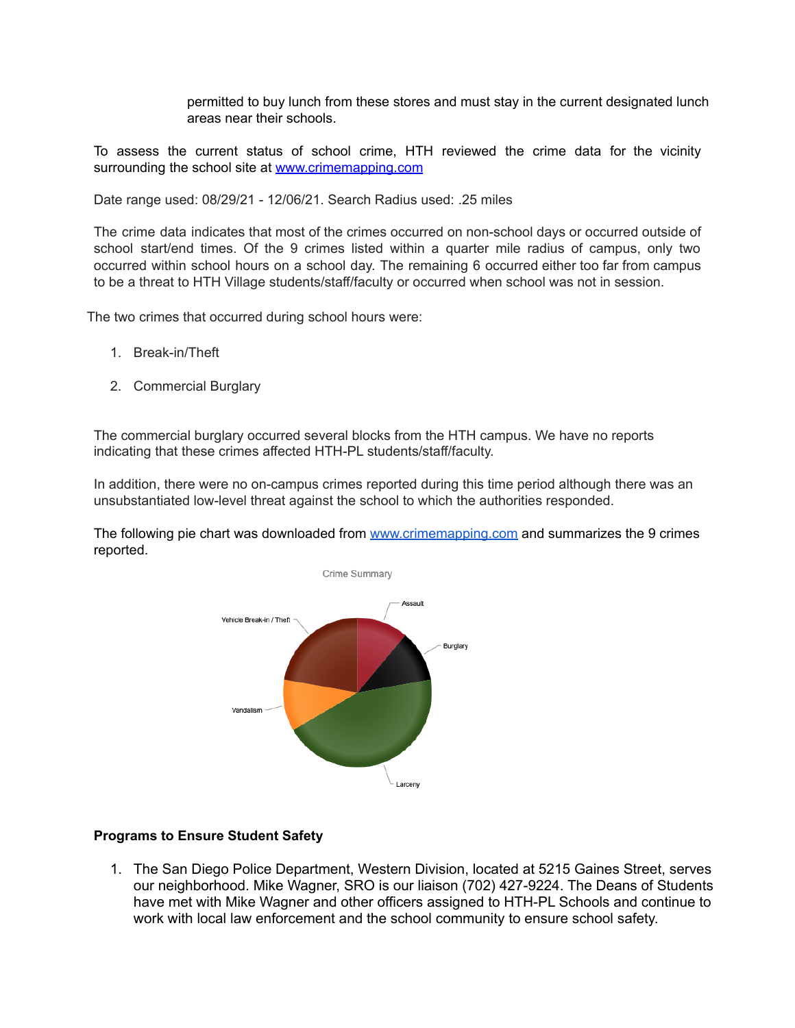permitted to buy lunch from these stores and must stay in the current designated lunch areas near their schools.

To assess the current status of school crime, HTH reviewed the crime data for the vicinity surrounding the school site at [www.crimemapping.com](http://www.crimemapping.com)

Date range used: 08/29/21 - 12/06/21. Search Radius used: .25 miles

The crime data indicates that most of the crimes occurred on non-school days or occurred outside of school start/end times. Of the 9 crimes listed within a quarter mile radius of campus, only two occurred within school hours on a school day. The remaining 6 occurred either too far from campus to be a threat to HTH Village students/staff/faculty or occurred when school was not in session.

The two crimes that occurred during school hours were:

1. Break-in/Theft
2. Commercial Burglary

The commercial burglary occurred several blocks from the HTH campus. We have no reports indicating that these crimes affected HTH-PL students/staff/faculty.

In addition, there were no on-campus crimes reported during this time period although there was an unsubstantiated low-level threat against the school to which the authorities responded.

The following pie chart was downloaded from [www.crimemapping.com](http://www.crimemapping.com) and summarizes the 9 crimes reported.

Crime Summary

Assault, Burglary, Larceny, Vandalism, Vehicle Break-in / Theft

**Programs to Ensure Student Safety**

1. The San Diego Police Department, Western Division, located at 5215 Gaines Street, serves our neighborhood. Mike Wagner, SRO is our liaison (702) 427-9224. The Deans of Students have met with Mike Wagner and other officers assigned to HTH-PL Schools and continue to work with local law enforcement and the school community to ensure school safety.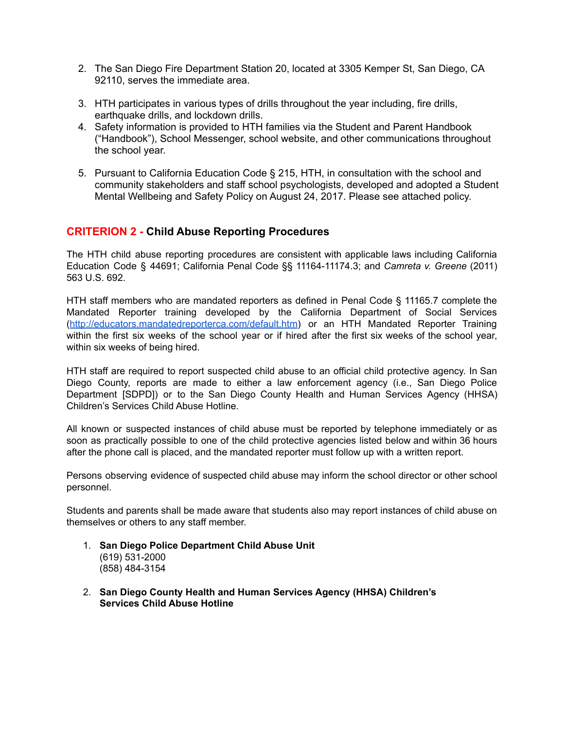2. The San Diego Fire Department Station 20, located at 3305 Kemper St, San Diego, CA 92110, serves the immediate area.
3. HTH participates in various types of drills throughout the year including, fire drills, earthquake drills, and lockdown drills.
4. Safety information is provided to HTH families via the Student and Parent Handbook ("Handbook"), School Messenger, school website, and other communications throughout the school year.
5. Pursuant to California Education Code § 215, HTH, in consultation with the school and community stakeholders and staff school psychologists, developed and adopted a Student Mental Wellbeing and Safety Policy on August 24, 2017. Please see attached policy.

## CRITERION 2 - Child Abuse Reporting Procedures

The HTH child abuse reporting procedures are consistent with applicable laws including California Education Code § 44691; California Penal Code §§ 11164-11174.3; and *Camreta v. Greene* (2011) 563 U.S. 692.

HTH staff members who are mandated reporters as defined in Penal Code § 11165.7 complete the Mandated Reporter training developed by the California Department of Social Services (http://educators.mandatedreporterca.com/default.htm) or an HTH Mandated Reporter Training within the first six weeks of the school year or if hired after the first six weeks of the school year, within six weeks of being hired.

HTH staff are required to report suspected child abuse to an official child protective agency. In San Diego County, reports are made to either a law enforcement agency (i.e., San Diego Police Department [SDPD]) or to the San Diego County Health and Human Services Agency (HHSA) Children's Services Child Abuse Hotline.

All known or suspected instances of child abuse must be reported by telephone immediately or as soon as practically possible to one of the child protective agencies listed below and within 36 hours after the phone call is placed, and the mandated reporter must follow up with a written report.

Persons observing evidence of suspected child abuse may inform the school director or other school personnel.

Students and parents shall be made aware that students also may report instances of child abuse on themselves or others to any staff member.

1. **San Diego Police Department Child Abuse Unit**
   (619) 531-2000
   (858) 484-3154
2. **San Diego County Health and Human Services Agency (HHSA) Children's Services Child Abuse Hotline**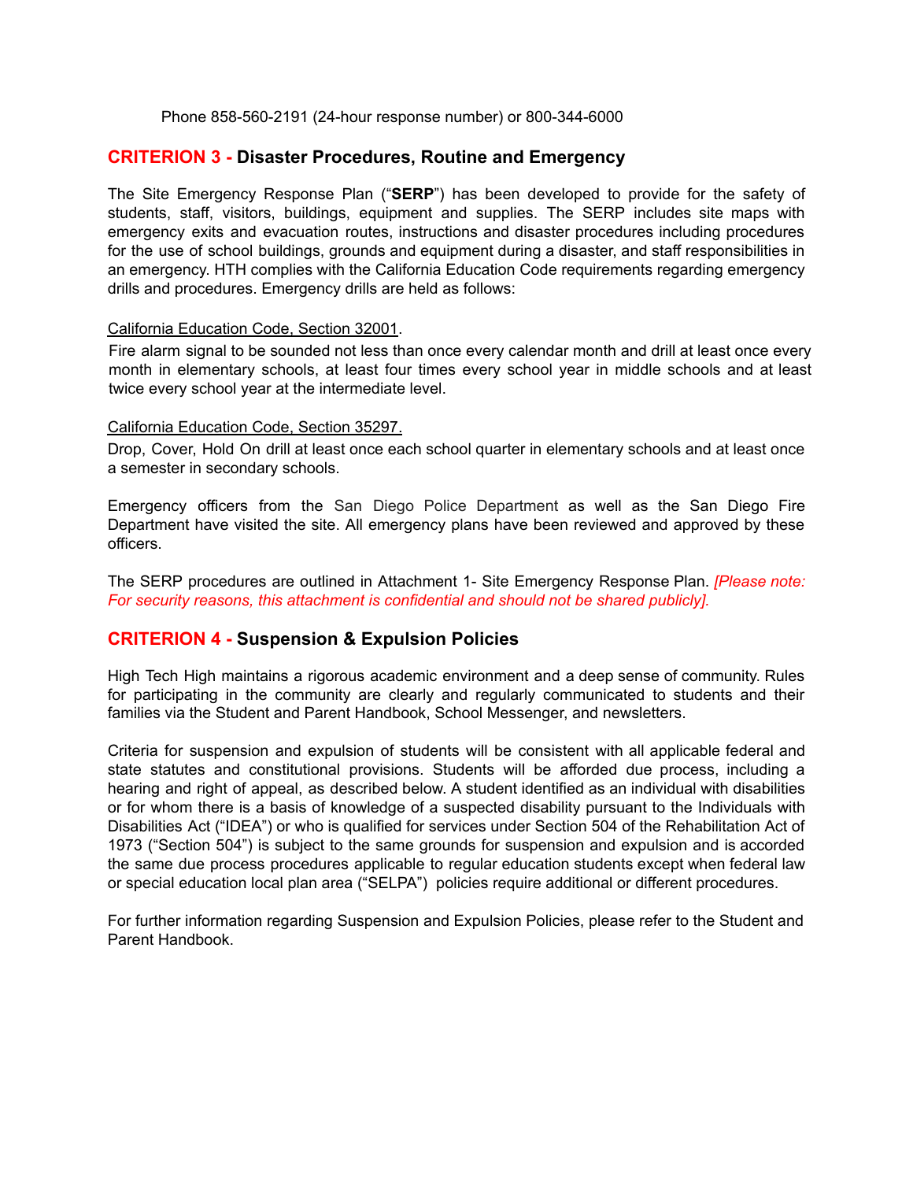Phone 858-560-2191 (24-hour response number) or 800-344-6000

## CRITERION 3 - Disaster Procedures, Routine and Emergency

The Site Emergency Response Plan ("**SERP**") has been developed to provide for the safety of students, staff, visitors, buildings, equipment and supplies. The SERP includes site maps with emergency exits and evacuation routes, instructions and disaster procedures including procedures for the use of school buildings, grounds and equipment during a disaster, and staff responsibilities in an emergency. HTH complies with the California Education Code requirements regarding emergency drills and procedures. Emergency drills are held as follows:

California Education Code, Section 32001.

Fire alarm signal to be sounded not less than once every calendar month and drill at least once every month in elementary schools, at least four times every school year in middle schools and at least twice every school year at the intermediate level.

California Education Code, Section 35297.

Drop, Cover, Hold On drill at least once each school quarter in elementary schools and at least once a semester in secondary schools.

Emergency officers from the San Diego Police Department as well as the San Diego Fire Department have visited the site. All emergency plans have been reviewed and approved by these officers.

The SERP procedures are outlined in Attachment 1- Site Emergency Response Plan. *[Please note: For security reasons, this attachment is confidential and should not be shared publicly].*

## CRITERION 4 - Suspension & Expulsion Policies

High Tech High maintains a rigorous academic environment and a deep sense of community. Rules for participating in the community are clearly and regularly communicated to students and their families via the Student and Parent Handbook, School Messenger, and newsletters.

Criteria for suspension and expulsion of students will be consistent with all applicable federal and state statutes and constitutional provisions. Students will be afforded due process, including a hearing and right of appeal, as described below. A student identified as an individual with disabilities or for whom there is a basis of knowledge of a suspected disability pursuant to the Individuals with Disabilities Act ("IDEA") or who is qualified for services under Section 504 of the Rehabilitation Act of 1973 ("Section 504") is subject to the same grounds for suspension and expulsion and is accorded the same due process procedures applicable to regular education students except when federal law or special education local plan area ("SELPA") policies require additional or different procedures.

For further information regarding Suspension and Expulsion Policies, please refer to the Student and Parent Handbook.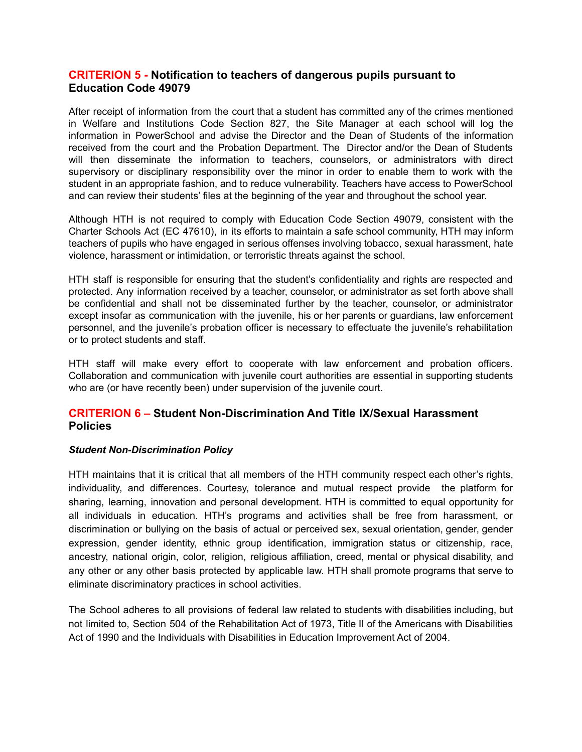## CRITERION 5 - Notification to teachers of dangerous pupils pursuant to Education Code 49079

After receipt of information from the court that a student has committed any of the crimes mentioned in Welfare and Institutions Code Section 827, the Site Manager at each school will log the information in PowerSchool and advise the Director and the Dean of Students of the information received from the court and the Probation Department. The Director and/or the Dean of Students will then disseminate the information to teachers, counselors, or administrators with direct supervisory or disciplinary responsibility over the minor in order to enable them to work with the student in an appropriate fashion, and to reduce vulnerability. Teachers have access to PowerSchool and can review their students' files at the beginning of the year and throughout the school year.

Although HTH is not required to comply with Education Code Section 49079, consistent with the Charter Schools Act (EC 47610), in its efforts to maintain a safe school community, HTH may inform teachers of pupils who have engaged in serious offenses involving tobacco, sexual harassment, hate violence, harassment or intimidation, or terroristic threats against the school.

HTH staff is responsible for ensuring that the student's confidentiality and rights are respected and protected. Any information received by a teacher, counselor, or administrator as set forth above shall be confidential and shall not be disseminated further by the teacher, counselor, or administrator except insofar as communication with the juvenile, his or her parents or guardians, law enforcement personnel, and the juvenile's probation officer is necessary to effectuate the juvenile's rehabilitation or to protect students and staff.

HTH staff will make every effort to cooperate with law enforcement and probation officers. Collaboration and communication with juvenile court authorities are essential in supporting students who are (or have recently been) under supervision of the juvenile court.

## CRITERION 6 – Student Non-Discrimination And Title IX/Sexual Harassment Policies

***Student Non-Discrimination Policy***

HTH maintains that it is critical that all members of the HTH community respect each other's rights, individuality, and differences. Courtesy, tolerance and mutual respect provide the platform for sharing, learning, innovation and personal development. HTH is committed to equal opportunity for all individuals in education. HTH's programs and activities shall be free from harassment, or discrimination or bullying on the basis of actual or perceived sex, sexual orientation, gender, gender expression, gender identity, ethnic group identification, immigration status or citizenship, race, ancestry, national origin, color, religion, religious affiliation, creed, mental or physical disability, and any other or any other basis protected by applicable law. HTH shall promote programs that serve to eliminate discriminatory practices in school activities.

The School adheres to all provisions of federal law related to students with disabilities including, but not limited to, Section 504 of the Rehabilitation Act of 1973, Title II of the Americans with Disabilities Act of 1990 and the Individuals with Disabilities in Education Improvement Act of 2004.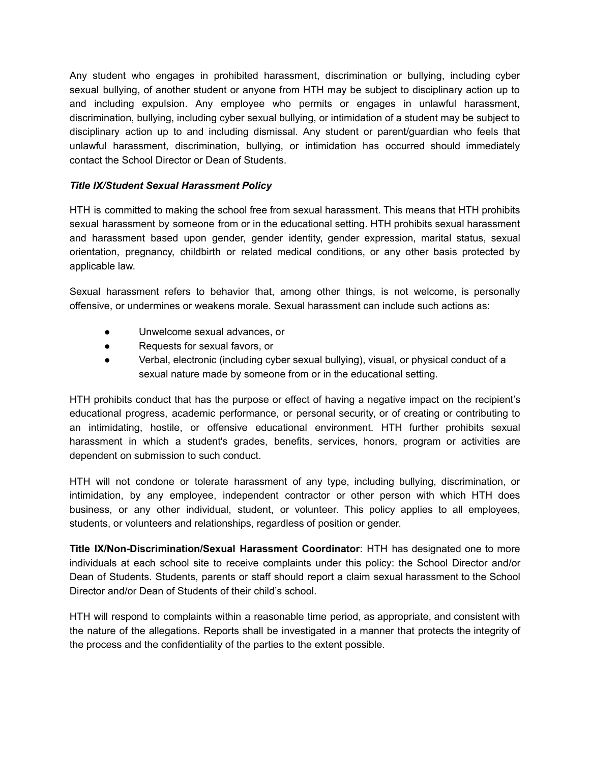Any student who engages in prohibited harassment, discrimination or bullying, including cyber sexual bullying, of another student or anyone from HTH may be subject to disciplinary action up to and including expulsion. Any employee who permits or engages in unlawful harassment, discrimination, bullying, including cyber sexual bullying, or intimidation of a student may be subject to disciplinary action up to and including dismissal. Any student or parent/guardian who feels that unlawful harassment, discrimination, bullying, or intimidation has occurred should immediately contact the School Director or Dean of Students.

***Title IX/Student Sexual Harassment Policy***

HTH is committed to making the school free from sexual harassment. This means that HTH prohibits sexual harassment by someone from or in the educational setting. HTH prohibits sexual harassment and harassment based upon gender, gender identity, gender expression, marital status, sexual orientation, pregnancy, childbirth or related medical conditions, or any other basis protected by applicable law.

Sexual harassment refers to behavior that, among other things, is not welcome, is personally offensive, or undermines or weakens morale. Sexual harassment can include such actions as:

- Unwelcome sexual advances, or
- Requests for sexual favors, or
- Verbal, electronic (including cyber sexual bullying), visual, or physical conduct of a sexual nature made by someone from or in the educational setting.

HTH prohibits conduct that has the purpose or effect of having a negative impact on the recipient's educational progress, academic performance, or personal security, or of creating or contributing to an intimidating, hostile, or offensive educational environment. HTH further prohibits sexual harassment in which a student's grades, benefits, services, honors, program or activities are dependent on submission to such conduct.

HTH will not condone or tolerate harassment of any type, including bullying, discrimination, or intimidation, by any employee, independent contractor or other person with which HTH does business, or any other individual, student, or volunteer. This policy applies to all employees, students, or volunteers and relationships, regardless of position or gender.

**Title IX/Non-Discrimination/Sexual Harassment Coordinator**: HTH has designated one to more individuals at each school site to receive complaints under this policy: the School Director and/or Dean of Students. Students, parents or staff should report a claim sexual harassment to the School Director and/or Dean of Students of their child's school.

HTH will respond to complaints within a reasonable time period, as appropriate, and consistent with the nature of the allegations. Reports shall be investigated in a manner that protects the integrity of the process and the confidentiality of the parties to the extent possible.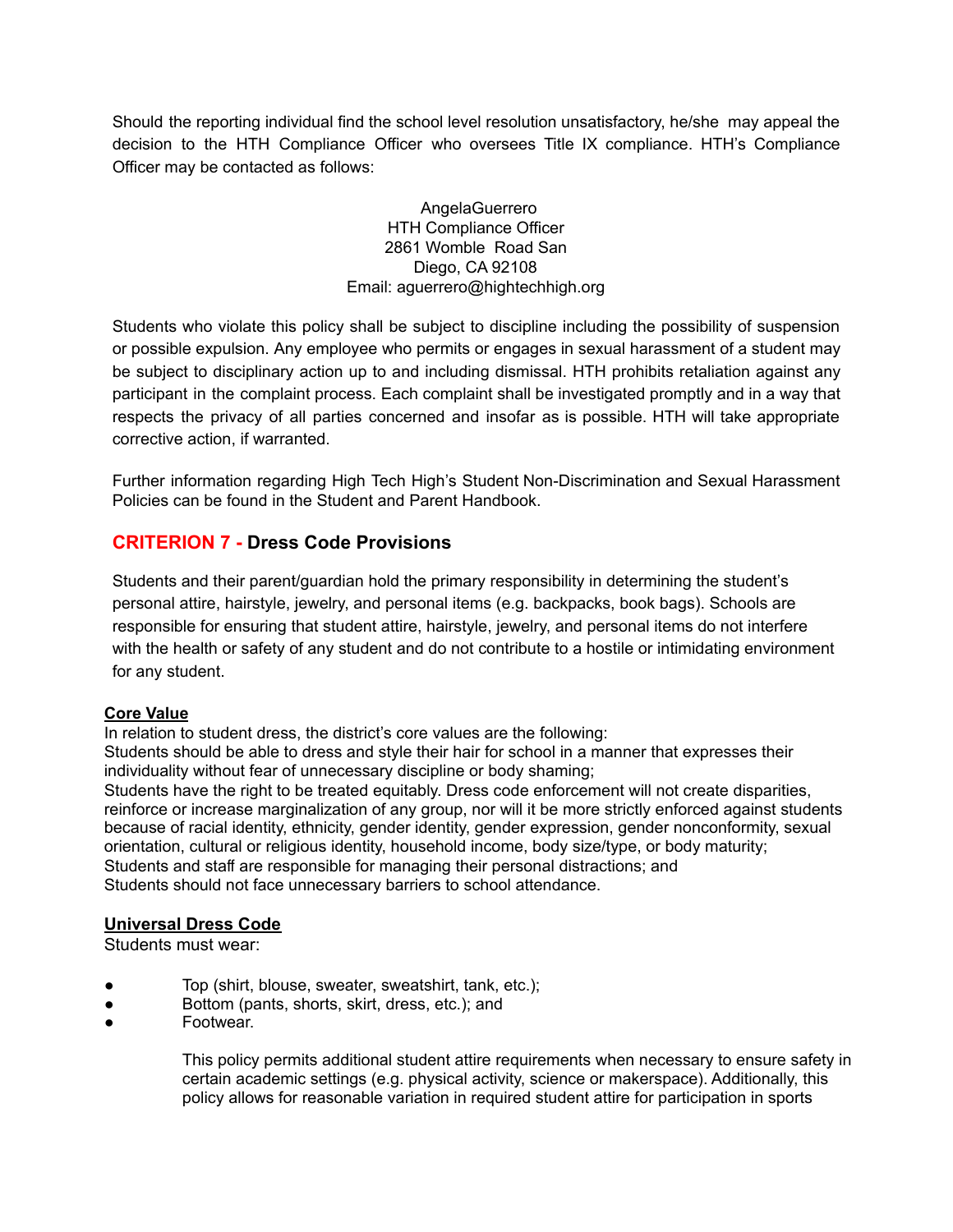Should the reporting individual find the school level resolution unsatisfactory, he/she may appeal the decision to the HTH Compliance Officer who oversees Title IX compliance. HTH's Compliance Officer may be contacted as follows:

AngelaGuerrero
HTH Compliance Officer
2861 Womble Road San
Diego, CA 92108
Email: aguerrero@hightechhigh.org

Students who violate this policy shall be subject to discipline including the possibility of suspension or possible expulsion. Any employee who permits or engages in sexual harassment of a student may be subject to disciplinary action up to and including dismissal. HTH prohibits retaliation against any participant in the complaint process. Each complaint shall be investigated promptly and in a way that respects the privacy of all parties concerned and insofar as is possible. HTH will take appropriate corrective action, if warranted.

Further information regarding High Tech High's Student Non-Discrimination and Sexual Harassment Policies can be found in the Student and Parent Handbook.

## CRITERION 7 - Dress Code Provisions

Students and their parent/guardian hold the primary responsibility in determining the student's personal attire, hairstyle, jewelry, and personal items (e.g. backpacks, book bags). Schools are responsible for ensuring that student attire, hairstyle, jewelry, and personal items do not interfere with the health or safety of any student and do not contribute to a hostile or intimidating environment for any student.

**Core Value**

In relation to student dress, the district's core values are the following:
Students should be able to dress and style their hair for school in a manner that expresses their individuality without fear of unnecessary discipline or body shaming;
Students have the right to be treated equitably. Dress code enforcement will not create disparities, reinforce or increase marginalization of any group, nor will it be more strictly enforced against students because of racial identity, ethnicity, gender identity, gender expression, gender nonconformity, sexual orientation, cultural or religious identity, household income, body size/type, or body maturity;
Students and staff are responsible for managing their personal distractions; and
Students should not face unnecessary barriers to school attendance.

**Universal Dress Code**

Students must wear:

- Top (shirt, blouse, sweater, sweatshirt, tank, etc.);
- Bottom (pants, shorts, skirt, dress, etc.); and
- Footwear.

This policy permits additional student attire requirements when necessary to ensure safety in certain academic settings (e.g. physical activity, science or makerspace). Additionally, this policy allows for reasonable variation in required student attire for participation in sports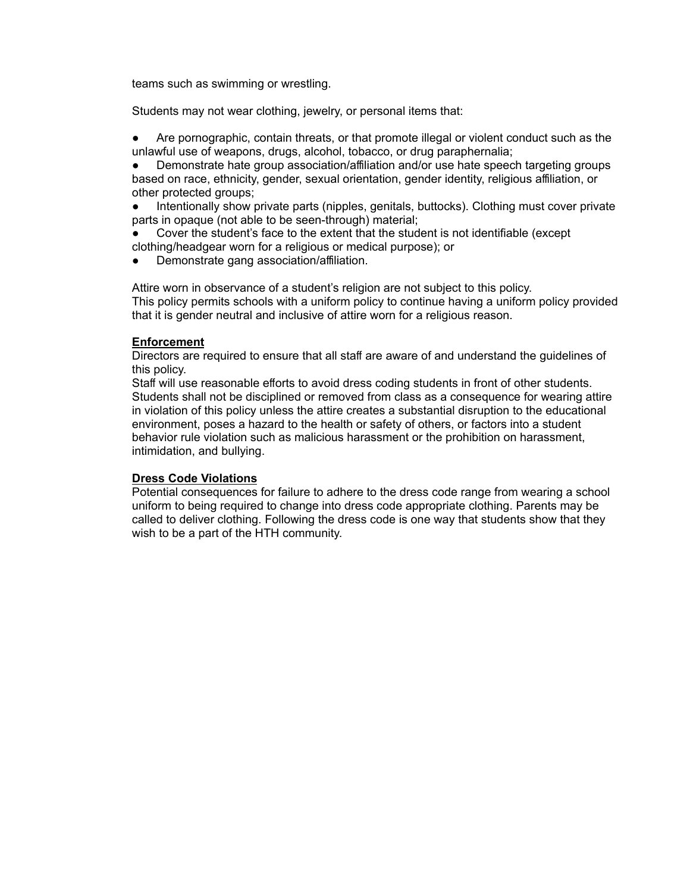teams such as swimming or wrestling.

Students may not wear clothing, jewelry, or personal items that:

- Are pornographic, contain threats, or that promote illegal or violent conduct such as the unlawful use of weapons, drugs, alcohol, tobacco, or drug paraphernalia;
- Demonstrate hate group association/affiliation and/or use hate speech targeting groups based on race, ethnicity, gender, sexual orientation, gender identity, religious affiliation, or other protected groups;
- Intentionally show private parts (nipples, genitals, buttocks). Clothing must cover private parts in opaque (not able to be seen-through) material;
- Cover the student's face to the extent that the student is not identifiable (except clothing/headgear worn for a religious or medical purpose); or
- Demonstrate gang association/affiliation.

Attire worn in observance of a student's religion are not subject to this policy.
This policy permits schools with a uniform policy to continue having a uniform policy provided that it is gender neutral and inclusive of attire worn for a religious reason.

**Enforcement**

Directors are required to ensure that all staff are aware of and understand the guidelines of this policy.
Staff will use reasonable efforts to avoid dress coding students in front of other students. Students shall not be disciplined or removed from class as a consequence for wearing attire in violation of this policy unless the attire creates a substantial disruption to the educational environment, poses a hazard to the health or safety of others, or factors into a student behavior rule violation such as malicious harassment or the prohibition on harassment, intimidation, and bullying.

**Dress Code Violations**

Potential consequences for failure to adhere to the dress code range from wearing a school uniform to being required to change into dress code appropriate clothing. Parents may be called to deliver clothing. Following the dress code is one way that students show that they wish to be a part of the HTH community.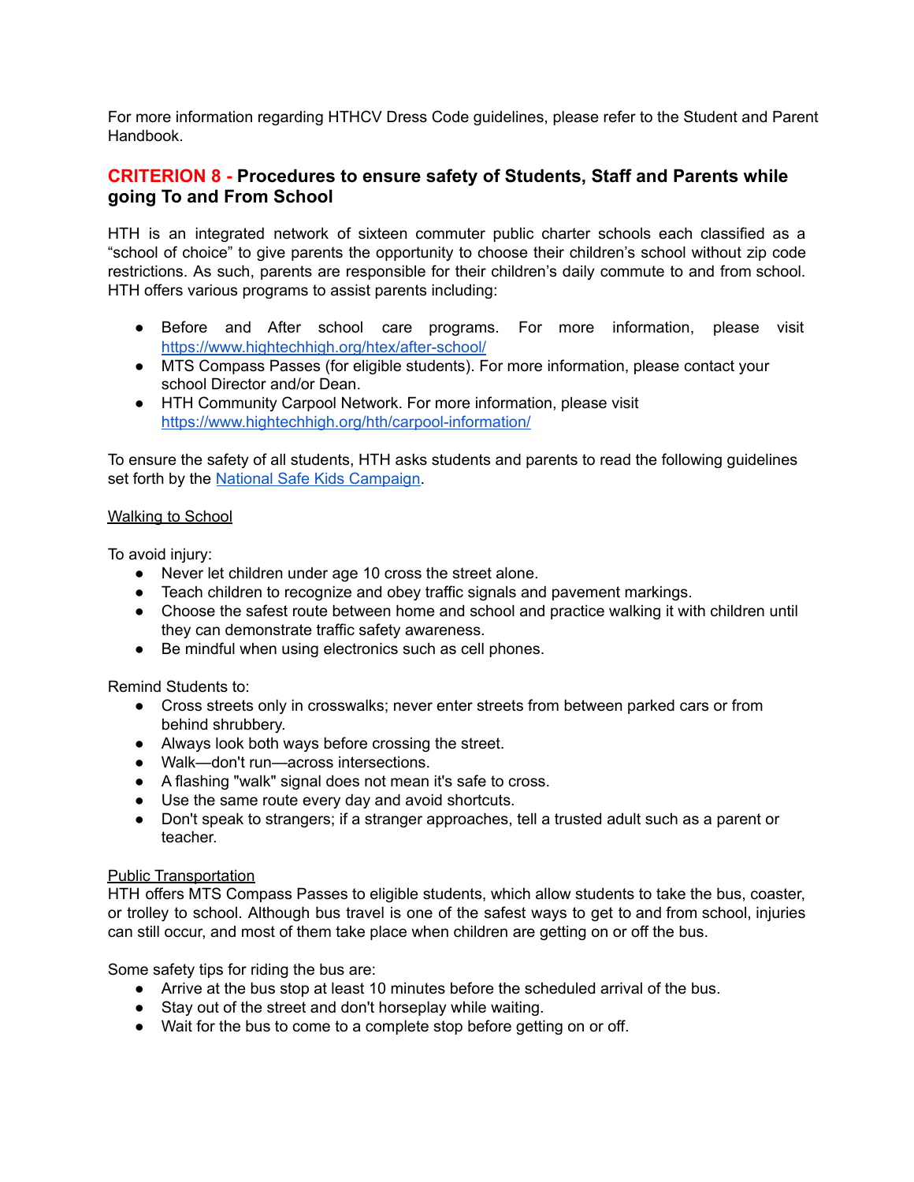For more information regarding HTHCV Dress Code guidelines, please refer to the Student and Parent Handbook.

## CRITERION 8 - Procedures to ensure safety of Students, Staff and Parents while going To and From School

HTH is an integrated network of sixteen commuter public charter schools each classified as a "school of choice" to give parents the opportunity to choose their children's school without zip code restrictions. As such, parents are responsible for their children's daily commute to and from school. HTH offers various programs to assist parents including:

- Before and After school care programs. For more information, please visit [https://www.hightechhigh.org/htex/after-school/](https://www.hightechhigh.org/htex/after-school/)
- MTS Compass Passes (for eligible students). For more information, please contact your school Director and/or Dean.
- HTH Community Carpool Network. For more information, please visit [https://www.hightechhigh.org/hth/carpool-information/](https://www.hightechhigh.org/hth/carpool-information/)

To ensure the safety of all students, HTH asks students and parents to read the following guidelines set forth by the National Safe Kids Campaign.

<u>Walking to School</u>

To avoid injury:

- Never let children under age 10 cross the street alone.
- Teach children to recognize and obey traffic signals and pavement markings.
- Choose the safest route between home and school and practice walking it with children until they can demonstrate traffic safety awareness.
- Be mindful when using electronics such as cell phones.

Remind Students to:

- Cross streets only in crosswalks; never enter streets from between parked cars or from behind shrubbery.
- Always look both ways before crossing the street.
- Walk—don't run—across intersections.
- A flashing "walk" signal does not mean it's safe to cross.
- Use the same route every day and avoid shortcuts.
- Don't speak to strangers; if a stranger approaches, tell a trusted adult such as a parent or teacher.

<u>Public Transportation</u>

HTH offers MTS Compass Passes to eligible students, which allow students to take the bus, coaster, or trolley to school. Although bus travel is one of the safest ways to get to and from school, injuries can still occur, and most of them take place when children are getting on or off the bus.

Some safety tips for riding the bus are:

- Arrive at the bus stop at least 10 minutes before the scheduled arrival of the bus.
- Stay out of the street and don't horseplay while waiting.
- Wait for the bus to come to a complete stop before getting on or off.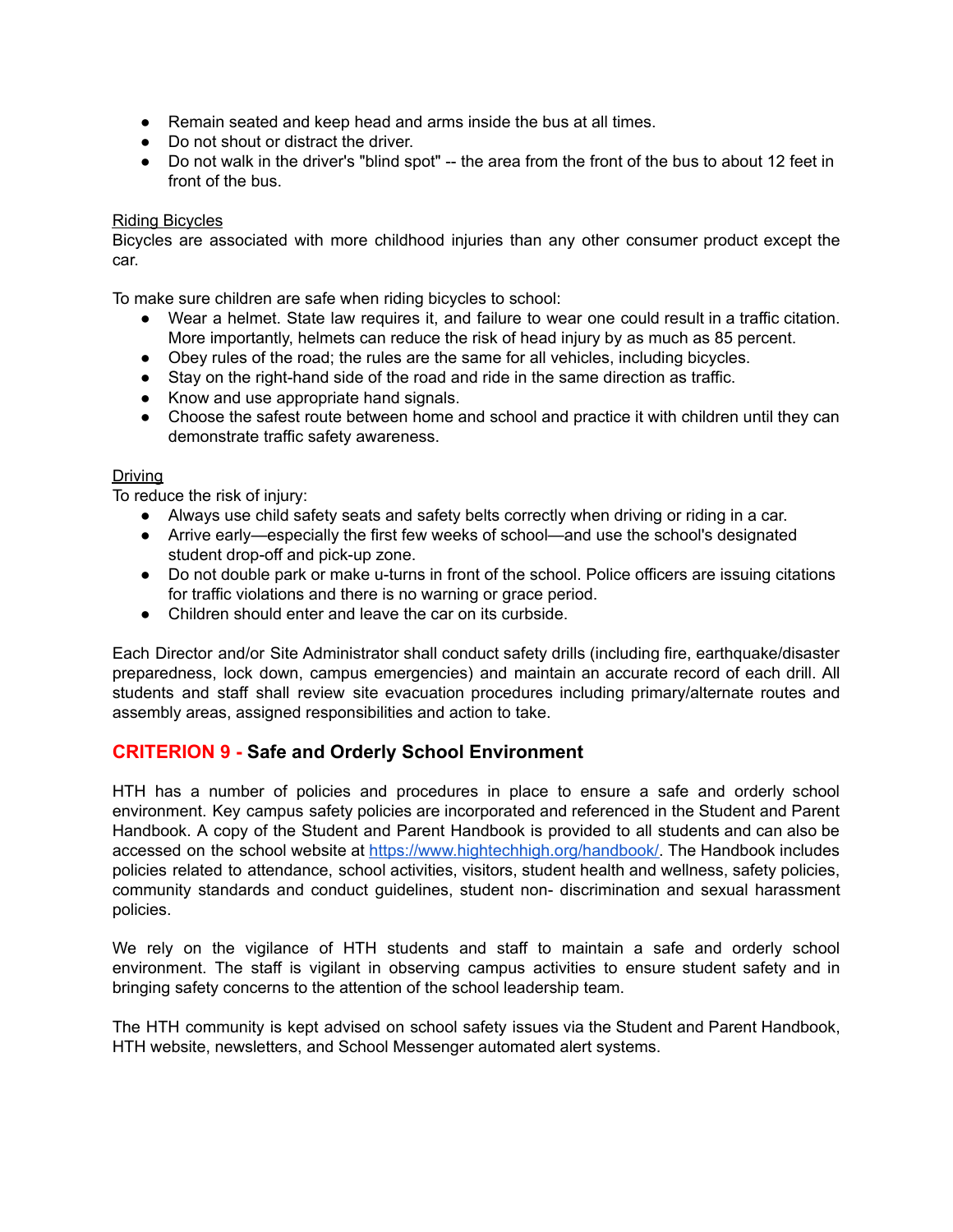- Remain seated and keep head and arms inside the bus at all times.
- Do not shout or distract the driver.
- Do not walk in the driver's "blind spot" -- the area from the front of the bus to about 12 feet in front of the bus.

Riding Bicycles

Bicycles are associated with more childhood injuries than any other consumer product except the car.

To make sure children are safe when riding bicycles to school:

- Wear a helmet. State law requires it, and failure to wear one could result in a traffic citation. More importantly, helmets can reduce the risk of head injury by as much as 85 percent.
- Obey rules of the road; the rules are the same for all vehicles, including bicycles.
- Stay on the right-hand side of the road and ride in the same direction as traffic.
- Know and use appropriate hand signals.
- Choose the safest route between home and school and practice it with children until they can demonstrate traffic safety awareness.

Driving

To reduce the risk of injury:

- Always use child safety seats and safety belts correctly when driving or riding in a car.
- Arrive early—especially the first few weeks of school—and use the school's designated student drop-off and pick-up zone.
- Do not double park or make u-turns in front of the school. Police officers are issuing citations for traffic violations and there is no warning or grace period.
- Children should enter and leave the car on its curbside.

Each Director and/or Site Administrator shall conduct safety drills (including fire, earthquake/disaster preparedness, lock down, campus emergencies) and maintain an accurate record of each drill. All students and staff shall review site evacuation procedures including primary/alternate routes and assembly areas, assigned responsibilities and action to take.

## CRITERION 9 - Safe and Orderly School Environment

HTH has a number of policies and procedures in place to ensure a safe and orderly school environment. Key campus safety policies are incorporated and referenced in the Student and Parent Handbook. A copy of the Student and Parent Handbook is provided to all students and can also be accessed on the school website at [https://www.hightechhigh.org/handbook/](https://www.hightechhigh.org/handbook/). The Handbook includes policies related to attendance, school activities, visitors, student health and wellness, safety policies, community standards and conduct guidelines, student non- discrimination and sexual harassment policies.

We rely on the vigilance of HTH students and staff to maintain a safe and orderly school environment. The staff is vigilant in observing campus activities to ensure student safety and in bringing safety concerns to the attention of the school leadership team.

The HTH community is kept advised on school safety issues via the Student and Parent Handbook, HTH website, newsletters, and School Messenger automated alert systems.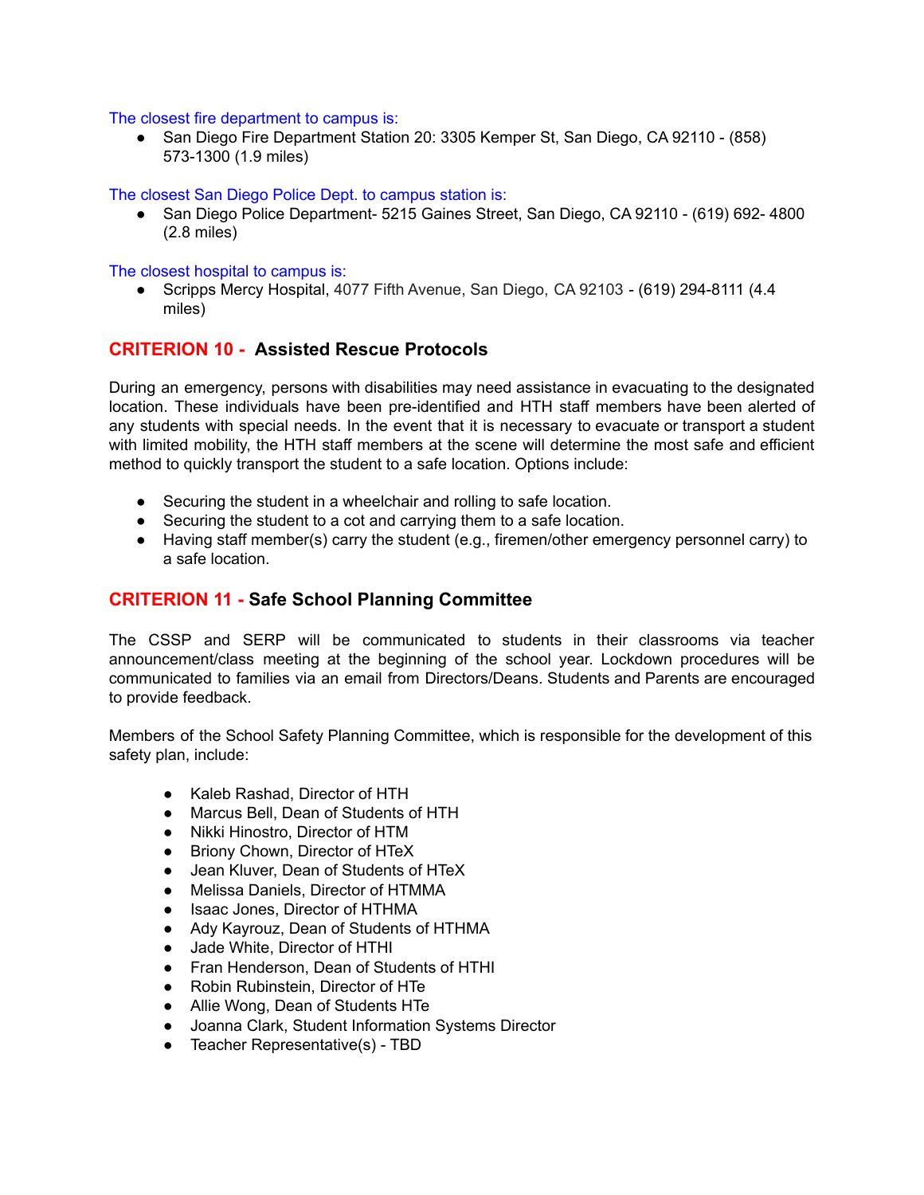The closest fire department to campus is:

- San Diego Fire Department Station 20: 3305 Kemper St, San Diego, CA 92110 - (858) 573-1300 (1.9 miles)

The closest San Diego Police Dept. to campus station is:

- San Diego Police Department- 5215 Gaines Street, San Diego, CA 92110 - (619) 692- 4800 (2.8 miles)

The closest hospital to campus is:

- Scripps Mercy Hospital, 4077 Fifth Avenue, San Diego, CA 92103 - (619) 294-8111 (4.4 miles)

## CRITERION 10 - Assisted Rescue Protocols

During an emergency, persons with disabilities may need assistance in evacuating to the designated location. These individuals have been pre-identified and HTH staff members have been alerted of any students with special needs. In the event that it is necessary to evacuate or transport a student with limited mobility, the HTH staff members at the scene will determine the most safe and efficient method to quickly transport the student to a safe location. Options include:

- Securing the student in a wheelchair and rolling to safe location.
- Securing the student to a cot and carrying them to a safe location.
- Having staff member(s) carry the student (e.g., firemen/other emergency personnel carry) to a safe location.

## CRITERION 11 - Safe School Planning Committee

The CSSP and SERP will be communicated to students in their classrooms via teacher announcement/class meeting at the beginning of the school year. Lockdown procedures will be communicated to families via an email from Directors/Deans. Students and Parents are encouraged to provide feedback.

Members of the School Safety Planning Committee, which is responsible for the development of this safety plan, include:

- Kaleb Rashad, Director of HTH
- Marcus Bell, Dean of Students of HTH
- Nikki Hinostro, Director of HTM
- Briony Chown, Director of HTeX
- Jean Kluver, Dean of Students of HTeX
- Melissa Daniels, Director of HTMMA
- Isaac Jones, Director of HTHMA
- Ady Kayrouz, Dean of Students of HTHMA
- Jade White, Director of HTHI
- Fran Henderson, Dean of Students of HTHI
- Robin Rubinstein, Director of HTe
- Allie Wong, Dean of Students HTe
- Joanna Clark, Student Information Systems Director
- Teacher Representative(s) - TBD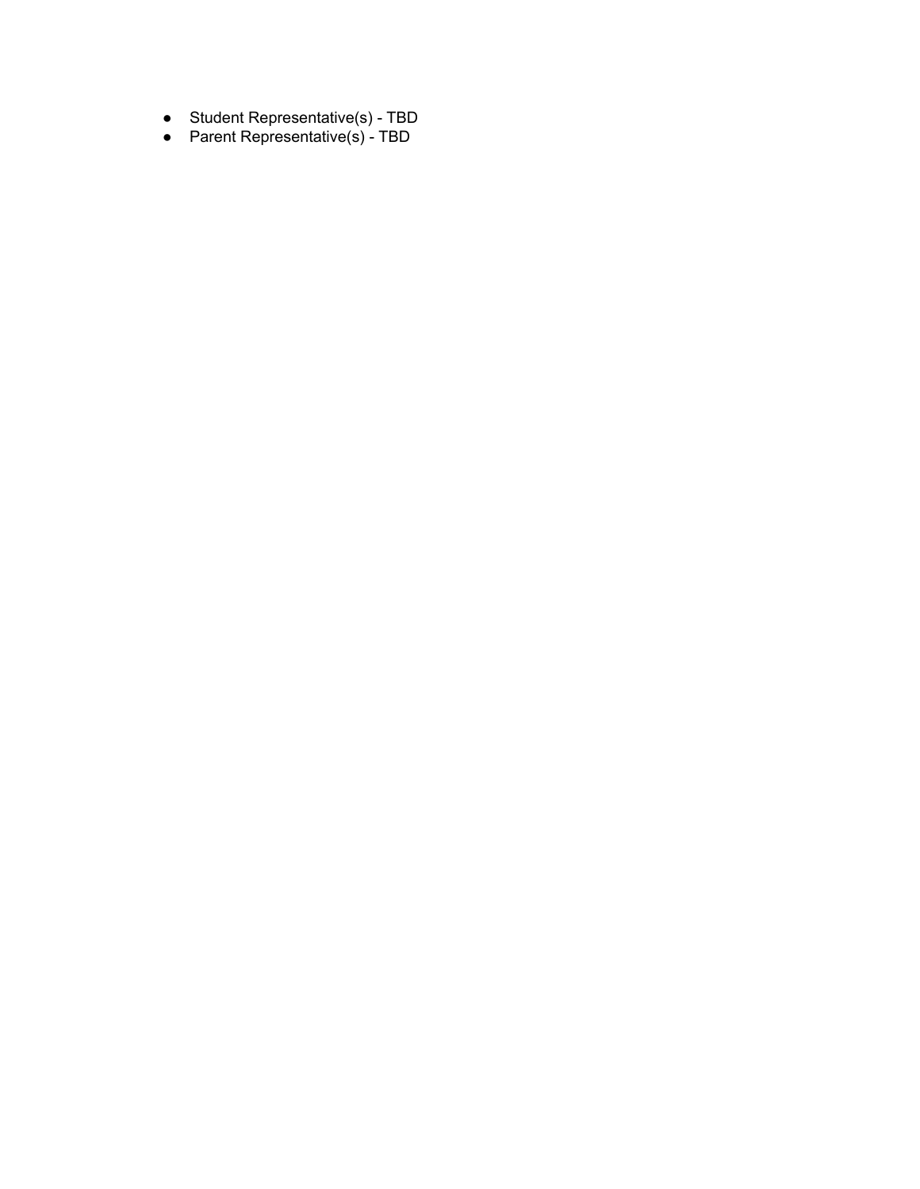- Student Representative(s) - TBD
- Parent Representative(s) - TBD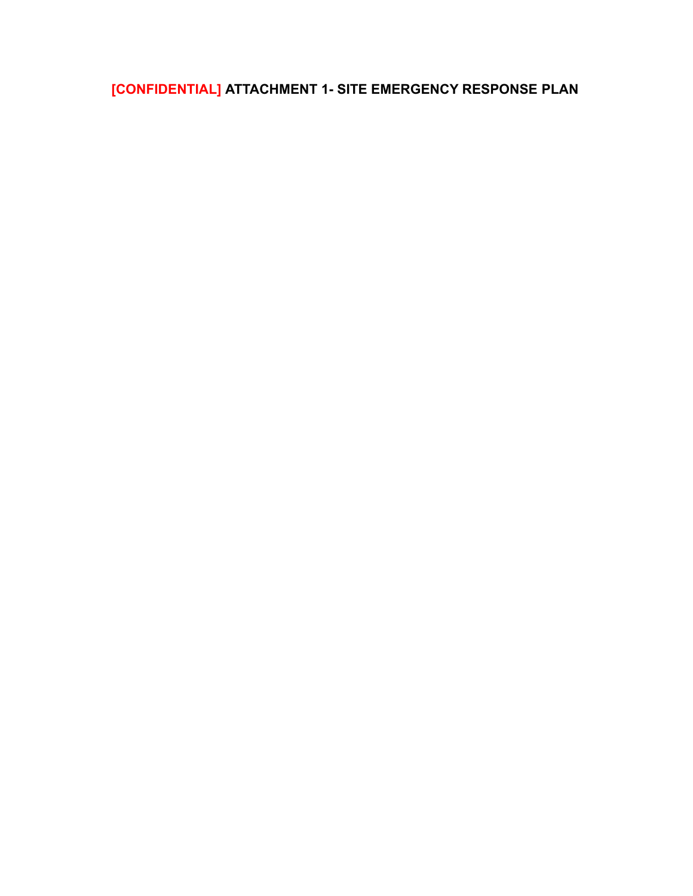# [CONFIDENTIAL] ATTACHMENT 1- SITE EMERGENCY RESPONSE PLAN